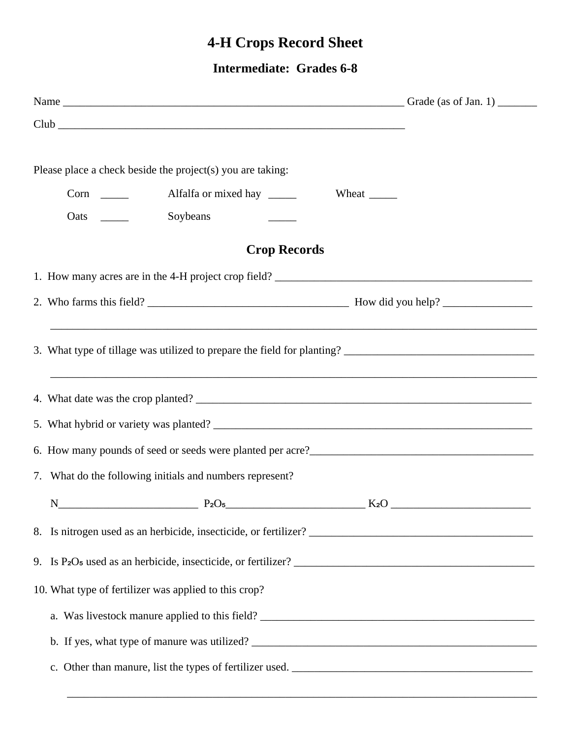# 4-H Crops Record Sheet

## Intermediate: Grades 6-8

Name _______________________________________________________________ Grade (as of Jan. 1) _______

Club _______________________________________________________________

Please place a check beside the project(s) you are taking:

Corn _____ Alfalfa or mixed hay _____ Wheat _____

Oats _____ Soybeans _____

## Crop Records

1. How many acres are in the 4-H project crop field? _______________________________________________

2. Who farms this field? ____________________________________ How did you help? ________________

 ________________________________________________________________________________________

3. What type of tillage was utilized to prepare the field for planting? __________________________________

 ________________________________________________________________________________________

4. What date was the crop planted? ______________________________________________________________

5. What hybrid or variety was planted? ___________________________________________________________

6. How many pounds of seed or seeds were planted per acre?________________________________________

7. What do the following initials and numbers represent?

 N_________________________ $P_2O_5$_________________________ $K_2O$ _________________________

8. Is nitrogen used as an herbicide, insecticide, or fertilizer? ________________________________________

9. Is $P_2O_5$ used as an herbicide, insecticide, or fertilizer? ____________________________________________

10. What type of fertilizer was applied to this crop?

 a. Was livestock manure applied to this field? ___________________________________________________

 b. If yes, what type of manure was utilized? _____________________________________________________

 c. Other than manure, list the types of fertilizer used. ____________________________________________

 ______________________________________________________________________________________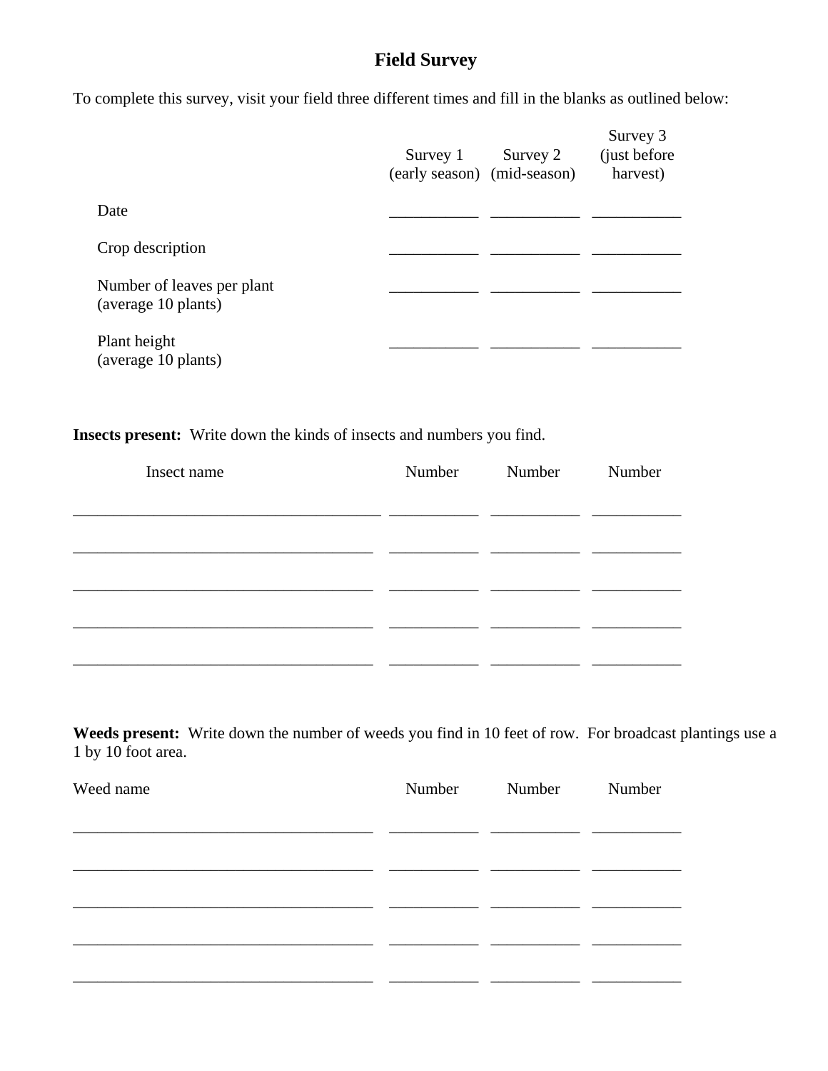# Field Survey

To complete this survey, visit your field three different times and fill in the blanks as outlined below:

| | Survey 1 (early season) | Survey 2 (mid-season) | Survey 3 (just before harvest) |
|---|---|---|---|
| Date | ___________ | ___________ | ___________ |
| Crop description | ___________ | ___________ | ___________ |
| Number of leaves per plant (average 10 plants) | ___________ | ___________ | ___________ |
| Plant height (average 10 plants) | ___________ | ___________ | ___________ |

**Insects present:** Write down the kinds of insects and numbers you find.

| Insect name | Number | Number | Number |
|---|---|---|---|
| ______________________________________ | ___________ | ___________ | ___________ |
| ______________________________________ | ___________ | ___________ | ___________ |
| ______________________________________ | ___________ | ___________ | ___________ |
| ______________________________________ | ___________ | ___________ | ___________ |
| ______________________________________ | ___________ | ___________ | ___________ |

**Weeds present:** Write down the number of weeds you find in 10 feet of row. For broadcast plantings use a 1 by 10 foot area.

| Weed name | Number | Number | Number |
|---|---|---|---|
| ______________________________________ | ___________ | ___________ | ___________ |
| ______________________________________ | ___________ | ___________ | ___________ |
| ______________________________________ | ___________ | ___________ | ___________ |
| ______________________________________ | ___________ | ___________ | ___________ |
| ______________________________________ | ___________ | ___________ | ___________ |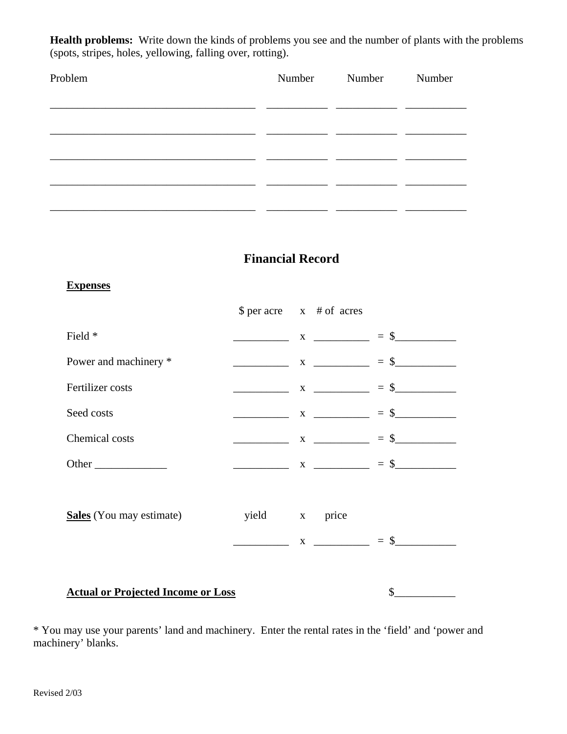**Health problems:** Write down the kinds of problems you see and the number of plants with the problems (spots, stripes, holes, yellowing, falling over, rotting).

| Problem | Number | Number | Number |
|---|---|---|---|
| | | | |
| | | | |
| | | | |
| | | | |
| | | | |

## Financial Record

**Expenses**

| | $ per acre | x | # of acres | | |
|---|---|---|---|---|---|
| Field * | __________ | x | __________ | = | $___________ |
| Power and machinery * | __________ | x | __________ | = | $___________ |
| Fertilizer costs | __________ | x | __________ | = | $___________ |
| Seed costs | __________ | x | __________ | = | $___________ |
| Chemical costs | __________ | x | __________ | = | $___________ |
| Other _____________ | __________ | x | __________ | = | $___________ |

| | yield | x | price | | |
|---|---|---|---|---|---|
| **Sales** (You may estimate) | __________ | x | __________ | = | $___________ |

**Actual or Projected Income or Loss** $___________

* You may use your parents' land and machinery. Enter the rental rates in the 'field' and 'power and machinery' blanks.

Revised 2/03